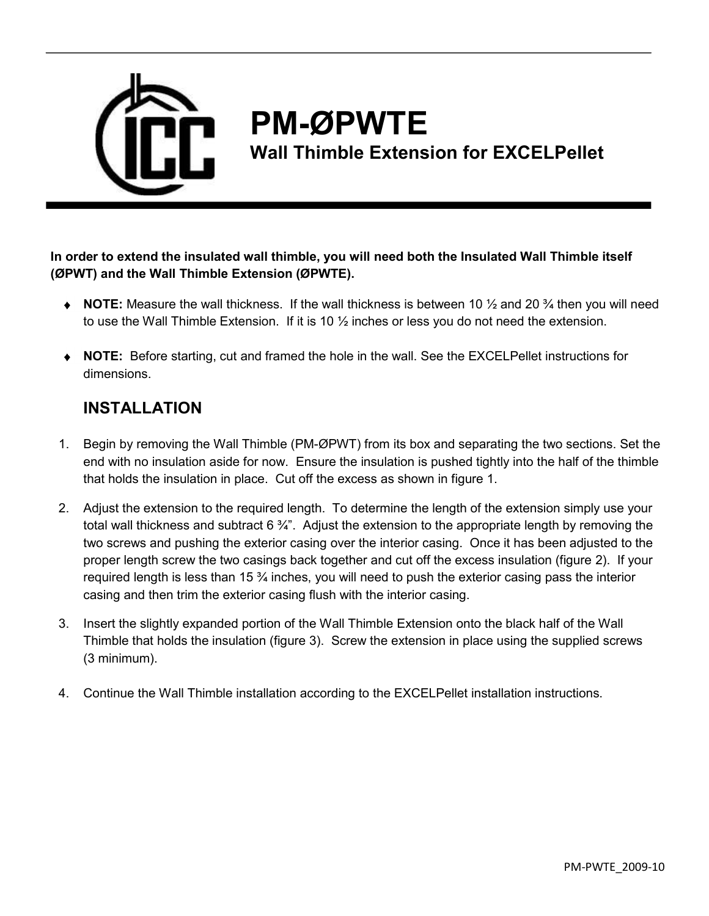# PM-ØPWTE

## Wall Thimble Extension for EXCELPellet

**In order to extend the insulated wall thimble, you will need both the Insulated Wall Thimble itself (ØPWT) and the Wall Thimble Extension (ØPWTE).**

- **NOTE:** Measure the wall thickness. If the wall thickness is between 10 ½ and 20 ¾ then you will need to use the Wall Thimble Extension. If it is 10 ½ inches or less you do not need the extension.

- **NOTE:** Before starting, cut and framed the hole in the wall. See the EXCELPellet instructions for dimensions.

### INSTALLATION

1. Begin by removing the Wall Thimble (PM-ØPWT) from its box and separating the two sections. Set the end with no insulation aside for now. Ensure the insulation is pushed tightly into the half of the thimble that holds the insulation in place. Cut off the excess as shown in figure 1.

2. Adjust the extension to the required length. To determine the length of the extension simply use your total wall thickness and subtract 6 ¾". Adjust the extension to the appropriate length by removing the two screws and pushing the exterior casing over the interior casing. Once it has been adjusted to the proper length screw the two casings back together and cut off the excess insulation (figure 2). If your required length is less than 15 ¾ inches, you will need to push the exterior casing pass the interior casing and then trim the exterior casing flush with the interior casing.

3. Insert the slightly expanded portion of the Wall Thimble Extension onto the black half of the Wall Thimble that holds the insulation (figure 3). Screw the extension in place using the supplied screws (3 minimum).

4. Continue the Wall Thimble installation according to the EXCELPellet installation instructions.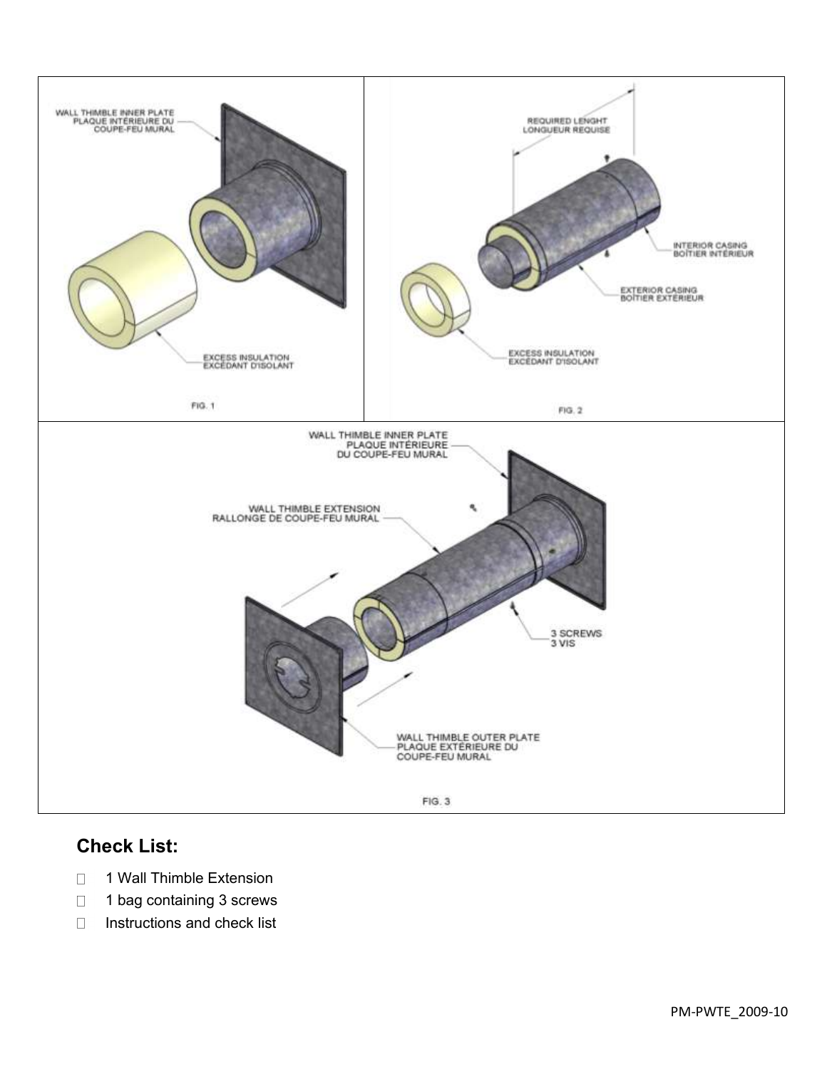WALL THIMBLE INNER PLATE
PLAQUE INTÉRIEURE DU
COUPE-FEU MURAL

EXCESS INSULATION
EXCÉDANT D'ISOLANT

FIG. 1

REQUIRED LENGHT
LONGUEUR REQUISE

INTERIOR CASING
BOÎTIER INTÉRIEUR

EXTERIOR CASING
BOÎTIER EXTÉRIEUR

EXCESS INSULATION
EXCÉDANT D'ISOLANT

FIG. 2

WALL THIMBLE INNER PLATE
PLAQUE INTÉRIEURE
DU COUPE-FEU MURAL

WALL THIMBLE EXTENSION
RALLONGE DE COUPE-FEU MURAL

3 SCREWS
3 VIS

WALL THIMBLE OUTER PLATE
PLAQUE EXTÉRIEURE DU
COUPE-FEU MURAL

FIG. 3

## Check List:

- 1 Wall Thimble Extension
- 1 bag containing 3 screws
- Instructions and check list

PM-PWTE_2009-10